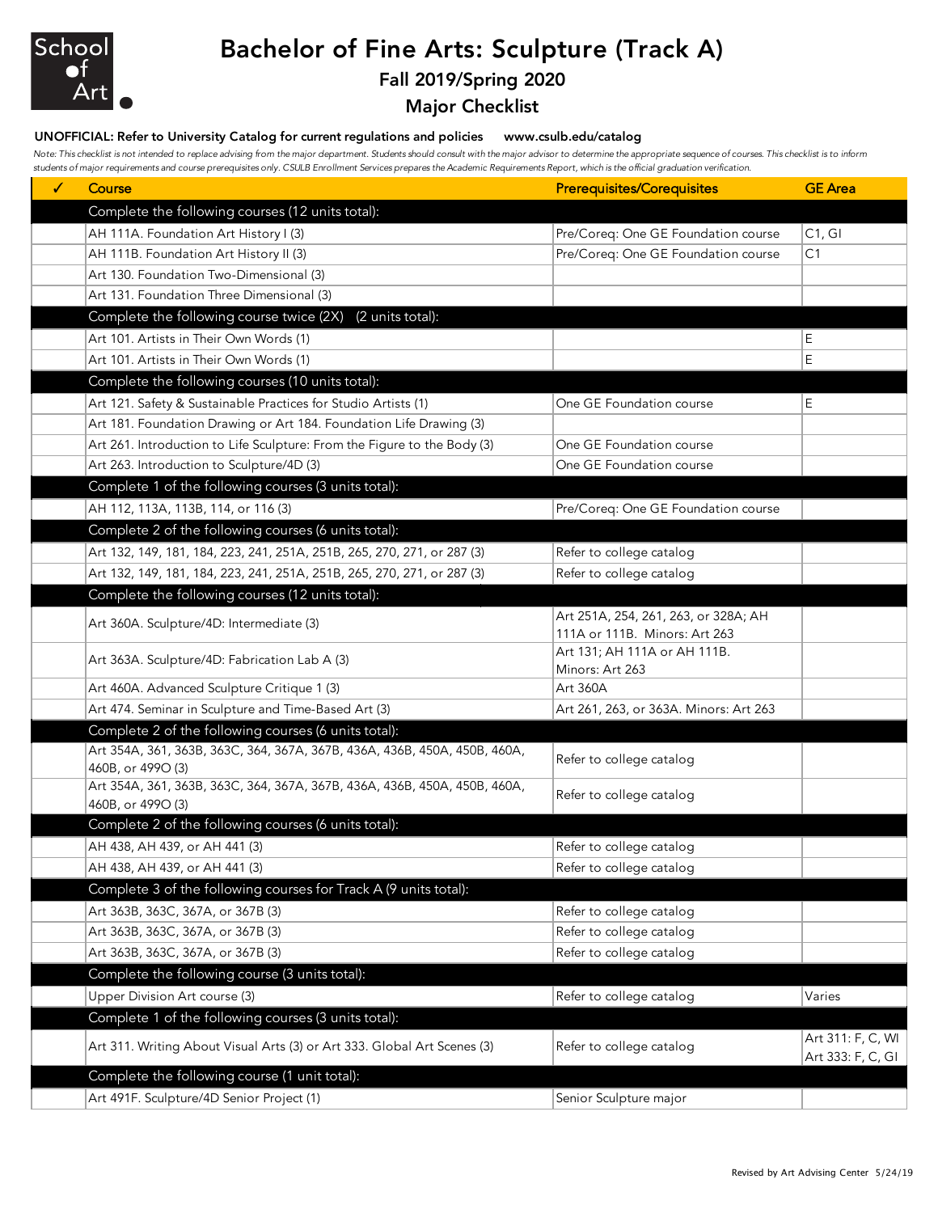School of Art

# Bachelor of Fine Arts: Sculpture (Track A)

## Fall 2019/Spring 2020

## Major Checklist

**UNOFFICIAL: Refer to University Catalog for current regulations and policies www.csulb.edu/catalog**

*Note: This checklist is not intended to replace advising from the major department. Students should consult with the major advisor to determine the appropriate sequence of courses. This checklist is to inform students of major requirements and course prerequisites only. CSULB Enrollment Services prepares the Academic Requirements Report, which is the official graduation verification.*

| ✓ | Course | Prerequisites/Corequisites | GE Area |
|---|---|---|---|
| | **Complete the following courses (12 units total):** | | |
| | AH 111A. Foundation Art History I (3) | Pre/Coreq: One GE Foundation course | C1, GI |
| | AH 111B. Foundation Art History II (3) | Pre/Coreq: One GE Foundation course | C1 |
| | Art 130. Foundation Two-Dimensional (3) | | |
| | Art 131. Foundation Three Dimensional (3) | | |
| | **Complete the following course twice (2X) (2 units total):** | | |
| | Art 101. Artists in Their Own Words (1) | | E |
| | Art 101. Artists in Their Own Words (1) | | E |
| | **Complete the following courses (10 units total):** | | |
| | Art 121. Safety & Sustainable Practices for Studio Artists (1) | One GE Foundation course | E |
| | Art 181. Foundation Drawing or Art 184. Foundation Life Drawing (3) | | |
| | Art 261. Introduction to Life Sculpture: From the Figure to the Body (3) | One GE Foundation course | |
| | Art 263. Introduction to Sculpture/4D (3) | One GE Foundation course | |
| | **Complete 1 of the following courses (3 units total):** | | |
| | AH 112, 113A, 113B, 114, or 116 (3) | Pre/Coreq: One GE Foundation course | |
| | **Complete 2 of the following courses (6 units total):** | | |
| | Art 132, 149, 181, 184, 223, 241, 251A, 251B, 265, 270, 271, or 287 (3) | Refer to college catalog | |
| | Art 132, 149, 181, 184, 223, 241, 251A, 251B, 265, 270, 271, or 287 (3) | Refer to college catalog | |
| | **Complete the following courses (12 units total):** | | |
| | Art 360A. Sculpture/4D: Intermediate (3) | Art 251A, 254, 261, 263, or 328A; AH 111A or 111B. Minors: Art 263 | |
| | Art 363A. Sculpture/4D: Fabrication Lab A (3) | Art 131; AH 111A or AH 111B. Minors: Art 263 | |
| | Art 460A. Advanced Sculpture Critique 1 (3) | Art 360A | |
| | Art 474. Seminar in Sculpture and Time-Based Art (3) | Art 261, 263, or 363A. Minors: Art 263 | |
| | **Complete 2 of the following courses (6 units total):** | | |
| | Art 354A, 361, 363B, 363C, 364, 367A, 367B, 436A, 436B, 450A, 450B, 460A, 460B, or 499O (3) | Refer to college catalog | |
| | Art 354A, 361, 363B, 363C, 364, 367A, 367B, 436A, 436B, 450A, 450B, 460A, 460B, or 499O (3) | Refer to college catalog | |
| | **Complete 2 of the following courses (6 units total):** | | |
| | AH 438, AH 439, or AH 441 (3) | Refer to college catalog | |
| | AH 438, AH 439, or AH 441 (3) | Refer to college catalog | |
| | **Complete 3 of the following courses for Track A (9 units total):** | | |
| | Art 363B, 363C, 367A, or 367B (3) | Refer to college catalog | |
| | Art 363B, 363C, 367A, or 367B (3) | Refer to college catalog | |
| | Art 363B, 363C, 367A, or 367B (3) | Refer to college catalog | |
| | **Complete the following course (3 units total):** | | |
| | Upper Division Art course (3) | Refer to college catalog | Varies |
| | **Complete 1 of the following courses (3 units total):** | | |
| | Art 311. Writing About Visual Arts (3) or Art 333. Global Art Scenes (3) | Refer to college catalog | Art 311: F, C, WI<br>Art 333: F, C, GI |
| | **Complete the following course (1 unit total):** | | |
| | Art 491F. Sculpture/4D Senior Project (1) | Senior Sculpture major | |

Revised by Art Advising Center 5/24/19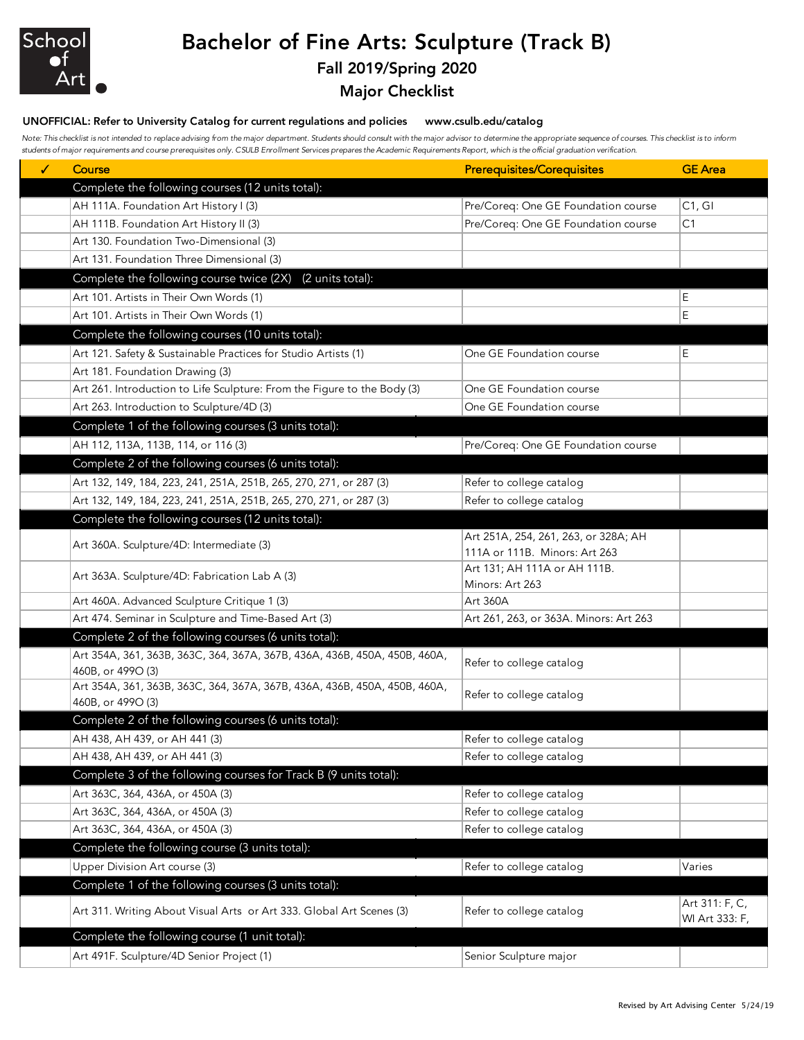# Bachelor of Fine Arts: Sculpture (Track B)

## Fall 2019/Spring 2020

## Major Checklist

**UNOFFICIAL: Refer to University Catalog for current regulations and policies www.csulb.edu/catalog**

*Note: This checklist is not intended to replace advising from the major department. Students should consult with the major advisor to determine the appropriate sequence of courses. This checklist is to inform students of major requirements and course prerequisites only. CSULB Enrollment Services prepares the Academic Requirements Report, which is the official graduation verification.*

| ✓ | Course | Prerequisites/Corequisites | GE Area |
|---|---|---|---|
| | **Complete the following courses (12 units total):** | | |
| | AH 111A. Foundation Art History I (3) | Pre/Coreq: One GE Foundation course | C1, GI |
| | AH 111B. Foundation Art History II (3) | Pre/Coreq: One GE Foundation course | C1 |
| | Art 130. Foundation Two-Dimensional (3) | | |
| | Art 131. Foundation Three Dimensional (3) | | |
| | **Complete the following course twice (2X) (2 units total):** | | |
| | Art 101. Artists in Their Own Words (1) | | E |
| | Art 101. Artists in Their Own Words (1) | | E |
| | **Complete the following courses (10 units total):** | | |
| | Art 121. Safety & Sustainable Practices for Studio Artists (1) | One GE Foundation course | E |
| | Art 181. Foundation Drawing (3) | | |
| | Art 261. Introduction to Life Sculpture: From the Figure to the Body (3) | One GE Foundation course | |
| | Art 263. Introduction to Sculpture/4D (3) | One GE Foundation course | |
| | **Complete 1 of the following courses (3 units total):** | | |
| | AH 112, 113A, 113B, 114, or 116 (3) | Pre/Coreq: One GE Foundation course | |
| | **Complete 2 of the following courses (6 units total):** | | |
| | Art 132, 149, 184, 223, 241, 251A, 251B, 265, 270, 271, or 287 (3) | Refer to college catalog | |
| | Art 132, 149, 184, 223, 241, 251A, 251B, 265, 270, 271, or 287 (3) | Refer to college catalog | |
| | **Complete the following courses (12 units total):** | | |
| | Art 360A. Sculpture/4D: Intermediate (3) | Art 251A, 254, 261, 263, or 328A; AH 111A or 111B. Minors: Art 263 | |
| | Art 363A. Sculpture/4D: Fabrication Lab A (3) | Art 131; AH 111A or AH 111B. Minors: Art 263 | |
| | Art 460A. Advanced Sculpture Critique 1 (3) | Art 360A | |
| | Art 474. Seminar in Sculpture and Time-Based Art (3) | Art 261, 263, or 363A. Minors: Art 263 | |
| | **Complete 2 of the following courses (6 units total):** | | |
| | Art 354A, 361, 363B, 363C, 364, 367A, 367B, 436A, 436B, 450A, 450B, 460A, 460B, or 490O (3) | Refer to college catalog | |
| | Art 354A, 361, 363B, 363C, 364, 367A, 367B, 436A, 436B, 450A, 450B, 460A, 460B, or 490O (3) | Refer to college catalog | |
| | **Complete 2 of the following courses (6 units total):** | | |
| | AH 438, AH 439, or AH 441 (3) | Refer to college catalog | |
| | AH 438, AH 439, or AH 441 (3) | Refer to college catalog | |
| | **Complete 3 of the following courses for Track B (9 units total):** | | |
| | Art 363C, 364, 436A, or 450A (3) | Refer to college catalog | |
| | Art 363C, 364, 436A, or 450A (3) | Refer to college catalog | |
| | Art 363C, 364, 436A, or 450A (3) | Refer to college catalog | |
| | **Complete the following course (3 units total):** | | |
| | Upper Division Art course (3) | Refer to college catalog | Varies |
| | **Complete 1 of the following courses (3 units total):** | | |
| | Art 311. Writing About Visual Arts or Art 333. Global Art Scenes (3) | Refer to college catalog | Art 311: F, C, WI Art 333: F, |
| | **Complete the following course (1 unit total):** | | |
| | Art 491F. Sculpture/4D Senior Project (1) | Senior Sculpture major | |

Revised by Art Advising Center 5/24/19